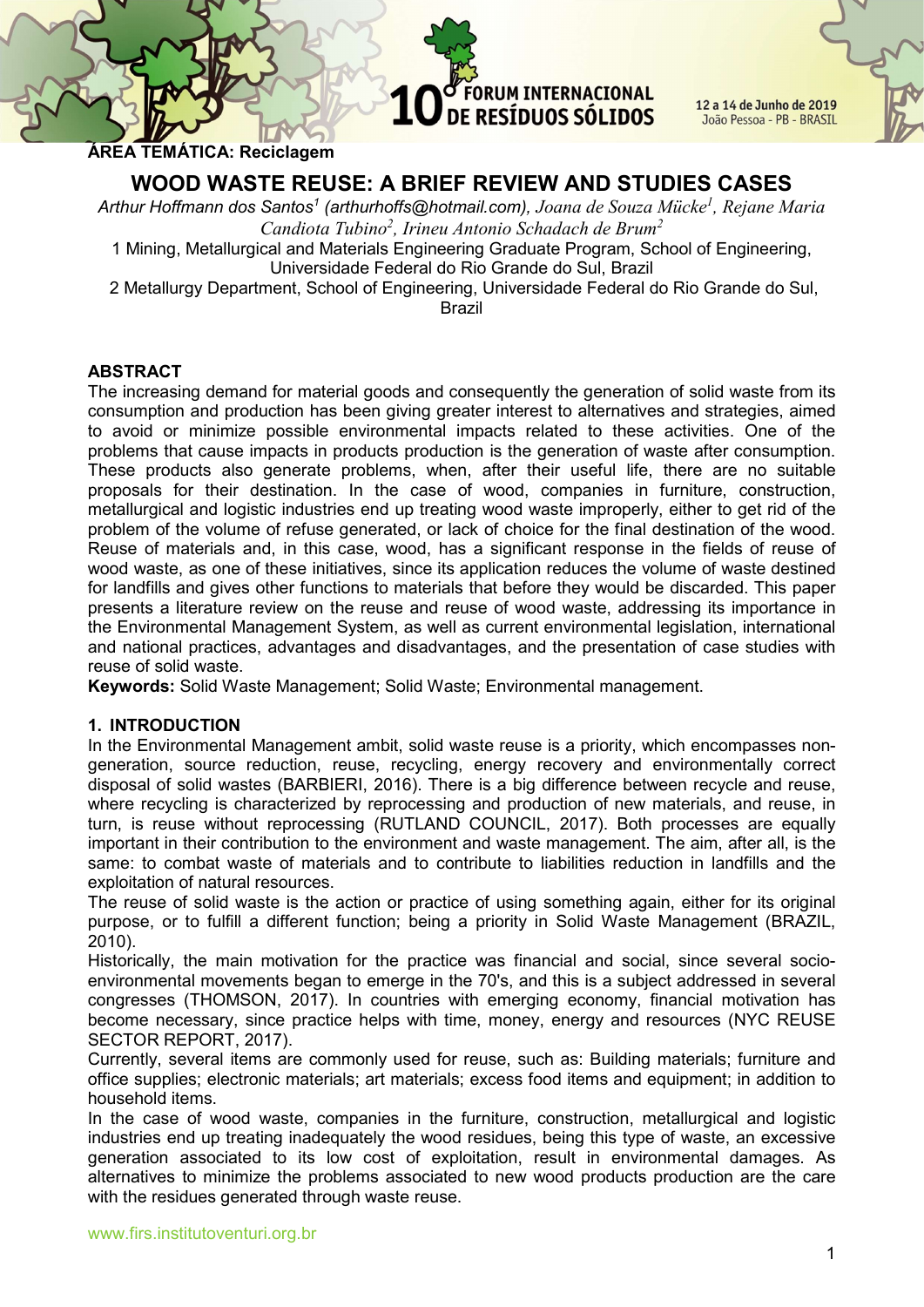**ÁREA TEMÁTICA: Reciclagem**

# WOOD WASTE REUSE: A BRIEF REVIEW AND STUDIES CASES

*Arthur Hoffmann dos Santos*[1] *(arthurhoffs@hotmail.com), Joana de Souza Mücke*[1]*, Rejane Maria Candiota Tubino*[2]*, Irineu Antonio Schadach de Brum*[2]

1 Mining, Metallurgical and Materials Engineering Graduate Program, School of Engineering, Universidade Federal do Rio Grande do Sul, Brazil

2 Metallurgy Department, School of Engineering, Universidade Federal do Rio Grande do Sul, Brazil

## ABSTRACT

The increasing demand for material goods and consequently the generation of solid waste from its consumption and production has been giving greater interest to alternatives and strategies, aimed to avoid or minimize possible environmental impacts related to these activities. One of the problems that cause impacts in products production is the generation of waste after consumption. These products also generate problems, when, after their useful life, there are no suitable proposals for their destination. In the case of wood, companies in furniture, construction, metallurgical and logistic industries end up treating wood waste improperly, either to get rid of the problem of the volume of refuse generated, or lack of choice for the final destination of the wood. Reuse of materials and, in this case, wood, has a significant response in the fields of reuse of wood waste, as one of these initiatives, since its application reduces the volume of waste destined for landfills and gives other functions to materials that before they would be discarded. This paper presents a literature review on the reuse and reuse of wood waste, addressing its importance in the Environmental Management System, as well as current environmental legislation, international and national practices, advantages and disadvantages, and the presentation of case studies with reuse of solid waste.

**Keywords:** Solid Waste Management; Solid Waste; Environmental management.

## 1. INTRODUCTION

In the Environmental Management ambit, solid waste reuse is a priority, which encompasses non-generation, source reduction, reuse, recycling, energy recovery and environmentally correct disposal of solid wastes (BARBIERI, 2016). There is a big difference between recycle and reuse, where recycling is characterized by reprocessing and production of new materials, and reuse, in turn, is reuse without reprocessing (RUTLAND COUNCIL, 2017). Both processes are equally important in their contribution to the environment and waste management. The aim, after all, is the same: to combat waste of materials and to contribute to liabilities reduction in landfills and the exploitation of natural resources.

The reuse of solid waste is the action or practice of using something again, either for its original purpose, or to fulfill a different function; being a priority in Solid Waste Management (BRAZIL, 2010).

Historically, the main motivation for the practice was financial and social, since several socio-environmental movements began to emerge in the 70's, and this is a subject addressed in several congresses (THOMSON, 2017). In countries with emerging economy, financial motivation has become necessary, since practice helps with time, money, energy and resources (NYC REUSE SECTOR REPORT, 2017).

Currently, several items are commonly used for reuse, such as: Building materials; furniture and office supplies; electronic materials; art materials; excess food items and equipment; in addition to household items.

In the case of wood waste, companies in the furniture, construction, metallurgical and logistic industries end up treating inadequately the wood residues, being this type of waste, an excessive generation associated to its low cost of exploitation, result in environmental damages. As alternatives to minimize the problems associated to new wood products production are the care with the residues generated through waste reuse.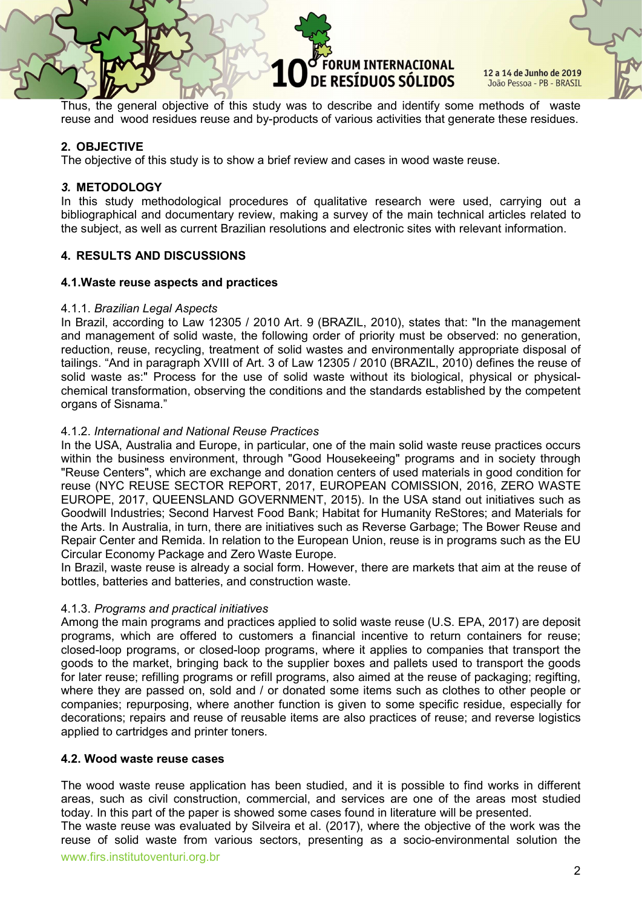Thus, the general objective of this study was to describe and identify some methods of waste reuse and wood residues reuse and by-products of various activities that generate these residues.

## 2. OBJECTIVE

The objective of this study is to show a brief review and cases in wood waste reuse.

## *3.* METODOLOGY

In this study methodological procedures of qualitative research were used, carrying out a bibliographical and documentary review, making a survey of the main technical articles related to the subject, as well as current Brazilian resolutions and electronic sites with relevant information.

## 4. RESULTS AND DISCUSSIONS

### 4.1.Waste reuse aspects and practices

#### 4.1.1. *Brazilian Legal Aspects*

In Brazil, according to Law 12305 / 2010 Art. 9 (BRAZIL, 2010), states that: "In the management and management of solid waste, the following order of priority must be observed: no generation, reduction, reuse, recycling, treatment of solid wastes and environmentally appropriate disposal of tailings. "And in paragraph XVIII of Art. 3 of Law 12305 / 2010 (BRAZIL, 2010) defines the reuse of solid waste as:" Process for the use of solid waste without its biological, physical or physical-chemical transformation, observing the conditions and the standards established by the competent organs of Sisnama."

#### 4.1.2. *International and National Reuse Practices*

In the USA, Australia and Europe, in particular, one of the main solid waste reuse practices occurs within the business environment, through "Good Housekeeing" programs and in society through "Reuse Centers", which are exchange and donation centers of used materials in good condition for reuse (NYC REUSE SECTOR REPORT, 2017, EUROPEAN COMISSION, 2016, ZERO WASTE EUROPE, 2017, QUEENSLAND GOVERNMENT, 2015). In the USA stand out initiatives such as Goodwill Industries; Second Harvest Food Bank; Habitat for Humanity ReStores; and Materials for the Arts. In Australia, in turn, there are initiatives such as Reverse Garbage; The Bower Reuse and Repair Center and Remida. In relation to the European Union, reuse is in programs such as the EU Circular Economy Package and Zero Waste Europe.

In Brazil, waste reuse is already a social form. However, there are markets that aim at the reuse of bottles, batteries and batteries, and construction waste.

#### 4.1.3. *Programs and practical initiatives*

Among the main programs and practices applied to solid waste reuse (U.S. EPA, 2017) are deposit programs, which are offered to customers a financial incentive to return containers for reuse; closed-loop programs, or closed-loop programs, where it applies to companies that transport the goods to the market, bringing back to the supplier boxes and pallets used to transport the goods for later reuse; refilling programs or refill programs, also aimed at the reuse of packaging; regifting, where they are passed on, sold and / or donated some items such as clothes to other people or companies; repurposing, where another function is given to some specific residue, especially for decorations; repairs and reuse of reusable items are also practices of reuse; and reverse logistics applied to cartridges and printer toners.

### 4.2. Wood waste reuse cases

The wood waste reuse application has been studied, and it is possible to find works in different areas, such as civil construction, commercial, and services are one of the areas most studied today. In this part of the paper is showed some cases found in literature will be presented.

The waste reuse was evaluated by Silveira et al. (2017), where the objective of the work was the reuse of solid waste from various sectors, presenting as a socio-environmental solution the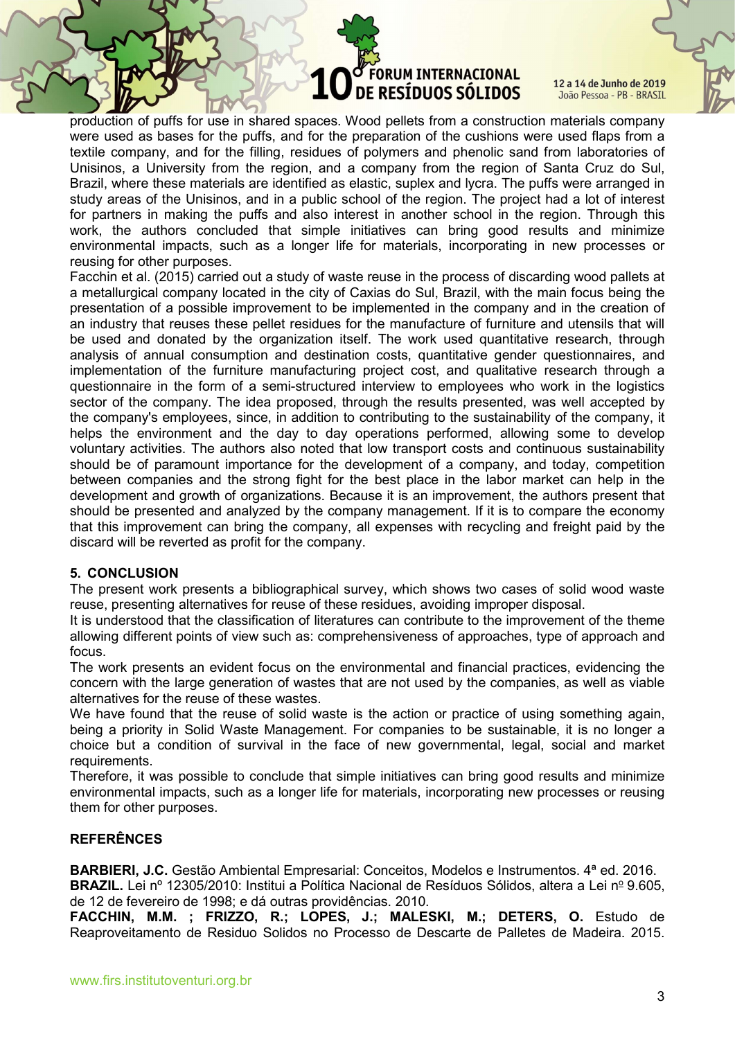production of puffs for use in shared spaces. Wood pellets from a construction materials company were used as bases for the puffs, and for the preparation of the cushions were used flaps from a textile company, and for the filling, residues of polymers and phenolic sand from laboratories of Unisinos, a University from the region, and a company from the region of Santa Cruz do Sul, Brazil, where these materials are identified as elastic, suplex and lycra. The puffs were arranged in study areas of the Unisinos, and in a public school of the region. The project had a lot of interest for partners in making the puffs and also interest in another school in the region. Through this work, the authors concluded that simple initiatives can bring good results and minimize environmental impacts, such as a longer life for materials, incorporating in new processes or reusing for other purposes.

Facchin et al. (2015) carried out a study of waste reuse in the process of discarding wood pallets at a metallurgical company located in the city of Caxias do Sul, Brazil, with the main focus being the presentation of a possible improvement to be implemented in the company and in the creation of an industry that reuses these pellet residues for the manufacture of furniture and utensils that will be used and donated by the organization itself. The work used quantitative research, through analysis of annual consumption and destination costs, quantitative gender questionnaires, and implementation of the furniture manufacturing project cost, and qualitative research through a questionnaire in the form of a semi-structured interview to employees who work in the logistics sector of the company. The idea proposed, through the results presented, was well accepted by the company's employees, since, in addition to contributing to the sustainability of the company, it helps the environment and the day to day operations performed, allowing some to develop voluntary activities. The authors also noted that low transport costs and continuous sustainability should be of paramount importance for the development of a company, and today, competition between companies and the strong fight for the best place in the labor market can help in the development and growth of organizations. Because it is an improvement, the authors present that should be presented and analyzed by the company management. If it is to compare the economy that this improvement can bring the company, all expenses with recycling and freight paid by the discard will be reverted as profit for the company.

## 5. CONCLUSION

The present work presents a bibliographical survey, which shows two cases of solid wood waste reuse, presenting alternatives for reuse of these residues, avoiding improper disposal.

It is understood that the classification of literatures can contribute to the improvement of the theme allowing different points of view such as: comprehensiveness of approaches, type of approach and focus.

The work presents an evident focus on the environmental and financial practices, evidencing the concern with the large generation of wastes that are not used by the companies, as well as viable alternatives for the reuse of these wastes.

We have found that the reuse of solid waste is the action or practice of using something again, being a priority in Solid Waste Management. For companies to be sustainable, it is no longer a choice but a condition of survival in the face of new governmental, legal, social and market requirements.

Therefore, it was possible to conclude that simple initiatives can bring good results and minimize environmental impacts, such as a longer life for materials, incorporating new processes or reusing them for other purposes.

## REFERÊNCES

**BARBIERI, J.C.** Gestão Ambiental Empresarial: Conceitos, Modelos e Instrumentos. 4ª ed. 2016.

**BRAZIL.** Lei nº 12305/2010: Institui a Política Nacional de Resíduos Sólidos, altera a Lei nº 9.605, de 12 de fevereiro de 1998; e dá outras providências. 2010.

**FACCHIN, M.M. ; FRIZZO, R.; LOPES, J.; MALESKI, M.; DETERS, O.** Estudo de Reaproveitamento de Residuo Solidos no Processo de Descarte de Palletes de Madeira. 2015.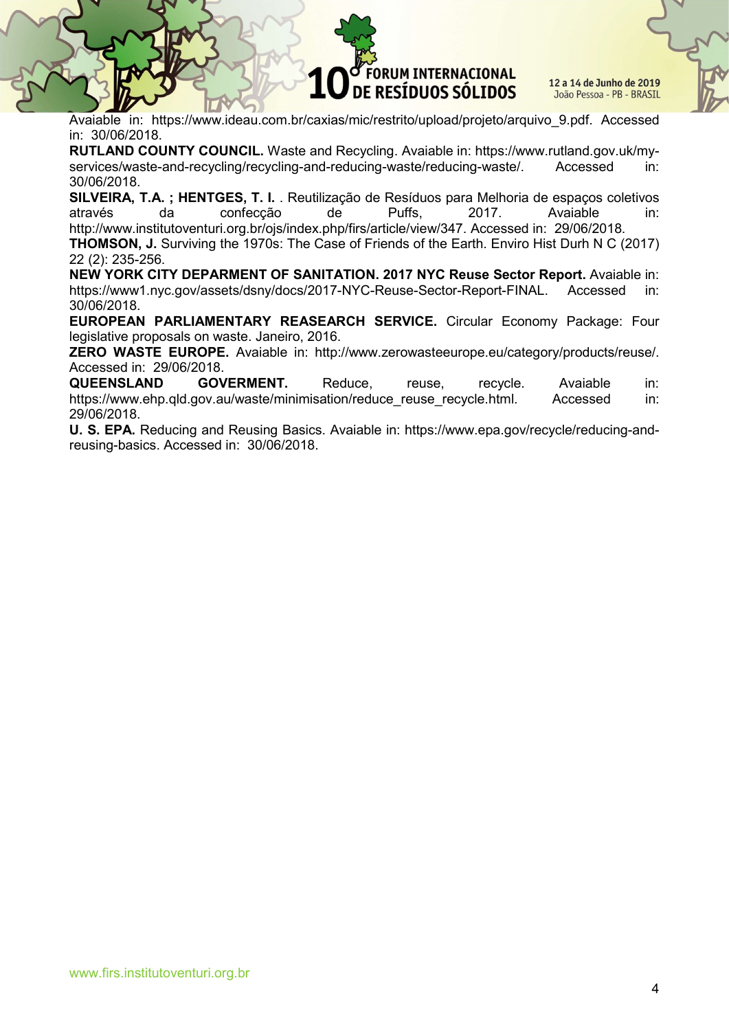Avaiable in: https://www.ideau.com.br/caxias/mic/restrito/upload/projeto/arquivo_9.pdf. Accessed in: 30/06/2018.

**RUTLAND COUNTY COUNCIL.** Waste and Recycling. Avaiable in: https://www.rutland.gov.uk/my-services/waste-and-recycling/recycling-and-reducing-waste/reducing-waste/. Accessed in: 30/06/2018.

**SILVEIRA, T.A. ; HENTGES, T. I.** . Reutilização de Resíduos para Melhoria de espaços coletivos através da confecção de Puffs, 2017. Avaiable in: http://www.institutoventuri.org.br/ojs/index.php/firs/article/view/347. Accessed in: 29/06/2018.

**THOMSON, J.** Surviving the 1970s: The Case of Friends of the Earth. Enviro Hist Durh N C (2017) 22 (2): 235-256.

**NEW YORK CITY DEPARMENT OF SANITATION. 2017 NYC Reuse Sector Report.** Avaiable in: https://www1.nyc.gov/assets/dsny/docs/2017-NYC-Reuse-Sector-Report-FINAL. Accessed in: 30/06/2018.

**EUROPEAN PARLIAMENTARY REASEARCH SERVICE.** Circular Economy Package: Four legislative proposals on waste. Janeiro, 2016.

**ZERO WASTE EUROPE.** Avaiable in: http://www.zerowasteeurope.eu/category/products/reuse/. Accessed in: 29/06/2018.

**QUEENSLAND GOVERMENT.** Reduce, reuse, recycle. Avaiable in: https://www.ehp.qld.gov.au/waste/minimisation/reduce_reuse_recycle.html. Accessed in: 29/06/2018.

**U. S. EPA.** Reducing and Reusing Basics. Avaiable in: https://www.epa.gov/recycle/reducing-and-reusing-basics. Accessed in: 30/06/2018.